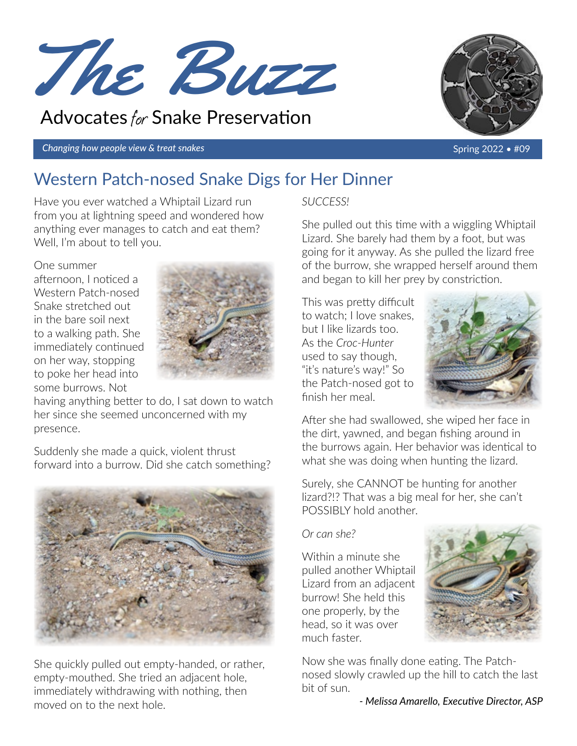# The Buzz

Advocates *for* Snake Preservation

*Changing how people view & treat snakes*

Spring 2022 • #09

## Western Patch-nosed Snake Digs for Her Dinner

Have you ever watched a Whiptail Lizard run from you at lightning speed and wondered how anything ever manages to catch and eat them? Well, I'm about to tell you.

One summer afternoon, I noticed a Western Patch-nosed Snake stretched out in the bare soil next to a walking path. She immediately continued on her way, stopping to poke her head into some burrows. Not having anything better to do, I sat down to watch her since she seemed unconcerned with my presence.

Suddenly she made a quick, violent thrust forward into a burrow. Did she catch something?

She quickly pulled out empty-handed, or rather, empty-mouthed. She tried an adjacent hole, immediately withdrawing with nothing, then moved on to the next hole.

*SUCCESS!*

She pulled out this time with a wiggling Whiptail Lizard. She barely had them by a foot, but was going for it anyway. As she pulled the lizard free of the burrow, she wrapped herself around them and began to kill her prey by constriction.

This was pretty difficult to watch; I love snakes, but I like lizards too. As the *Croc-Hunter* used to say though, "it's nature's way!" So the Patch-nosed got to finish her meal.

After she had swallowed, she wiped her face in the dirt, yawned, and began fishing around in the burrows again. Her behavior was identical to what she was doing when hunting the lizard.

Surely, she CANNOT be hunting for another lizard?!? That was a big meal for her, she can't POSSIBLY hold another.

*Or can she?*

Within a minute she pulled another Whiptail Lizard from an adjacent burrow! She held this one properly, by the head, so it was over much faster.

Now she was finally done eating. The Patch-nosed slowly crawled up the hill to catch the last bit of sun.

*- Melissa Amarello, Executive Director, ASP*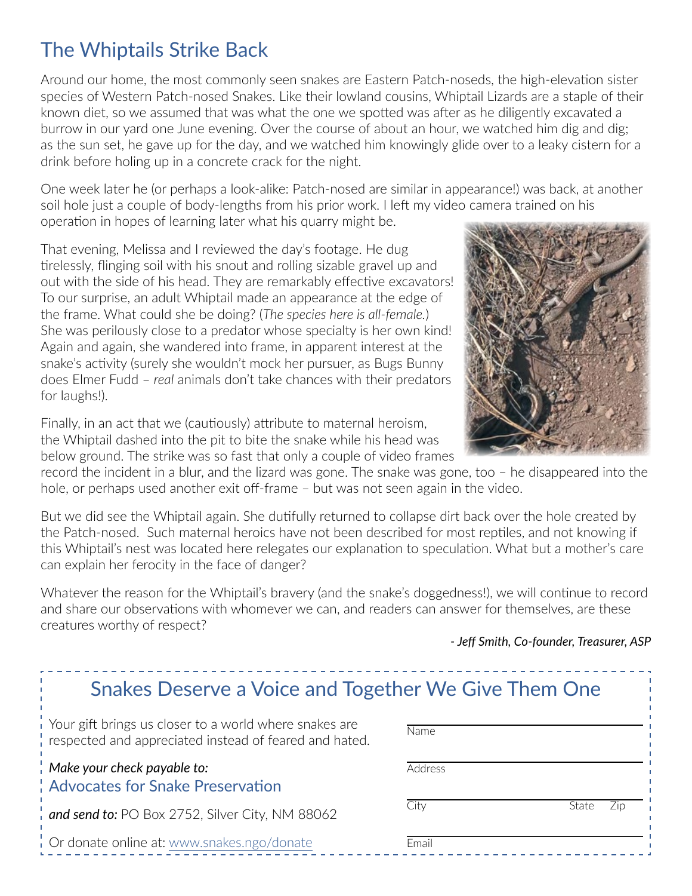# The Whiptails Strike Back

Around our home, the most commonly seen snakes are Eastern Patch-noseds, the high-elevation sister species of Western Patch-nosed Snakes. Like their lowland cousins, Whiptail Lizards are a staple of their known diet, so we assumed that was what the one we spotted was after as he diligently excavated a burrow in our yard one June evening. Over the course of about an hour, we watched him dig and dig; as the sun set, he gave up for the day, and we watched him knowingly glide over to a leaky cistern for a drink before holing up in a concrete crack for the night.

One week later he (or perhaps a look-alike: Patch-nosed are similar in appearance!) was back, at another soil hole just a couple of body-lengths from his prior work. I left my video camera trained on his operation in hopes of learning later what his quarry might be.

That evening, Melissa and I reviewed the day's footage. He dug tirelessly, flinging soil with his snout and rolling sizable gravel up and out with the side of his head. They are remarkably effective excavators! To our surprise, an adult Whiptail made an appearance at the edge of the frame. What could she be doing? (*The species here is all-female.*) She was perilously close to a predator whose specialty is her own kind! Again and again, she wandered into frame, in apparent interest at the snake's activity (surely she wouldn't mock her pursuer, as Bugs Bunny does Elmer Fudd – *real* animals don't take chances with their predators for laughs!).

Finally, in an act that we (cautiously) attribute to maternal heroism, the Whiptail dashed into the pit to bite the snake while his head was below ground. The strike was so fast that only a couple of video frames record the incident in a blur, and the lizard was gone. The snake was gone, too – he disappeared into the hole, or perhaps used another exit off-frame – but was not seen again in the video.

But we did see the Whiptail again. She dutifully returned to collapse dirt back over the hole created by the Patch-nosed. Such maternal heroics have not been described for most reptiles, and not knowing if this Whiptail's nest was located here relegates our explanation to speculation. What but a mother's care can explain her ferocity in the face of danger?

Whatever the reason for the Whiptail's bravery (and the snake's doggedness!), we will continue to record and share our observations with whomever we can, and readers can answer for themselves, are these creatures worthy of respect?

*- Jeff Smith, Co-founder, Treasurer, ASP*

## Snakes Deserve a Voice and Together We Give Them One

Your gift brings us closer to a world where snakes are respected and appreciated instead of feared and hated.

*Make your check payable to:*
Advocates for Snake Preservation

***and send to:*** PO Box 2752, Silver City, NM 88062

Or donate online at: www.snakes.ngo/donate

Name

Address

City State Zip

Email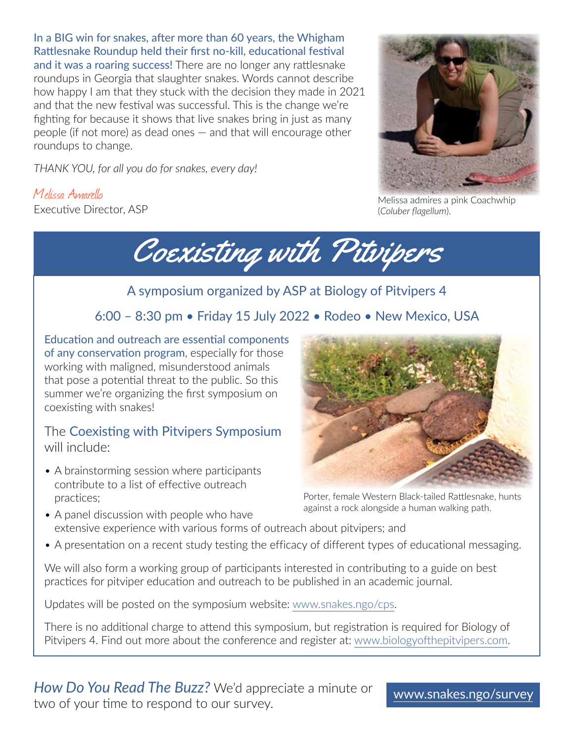In a BIG win for snakes, after more than 60 years, the Whigham Rattlesnake Roundup held their first no-kill, educational festival and it was a roaring success! There are no longer any rattlesnake roundups in Georgia that slaughter snakes. Words cannot describe how happy I am that they stuck with the decision they made in 2021 and that the new festival was successful. This is the change we're fighting for because it shows that live snakes bring in just as many people (if not more) as dead ones — and that will encourage other roundups to change.

*THANK YOU, for all you do for snakes, every day!*

Melissa Amarello
Executive Director, ASP

Melissa admires a pink Coachwhip (*Coluber flagellum*).

# Coexisting with Pitvipers

A symposium organized by ASP at Biology of Pitvipers 4

6:00 – 8:30 pm • Friday 15 July 2022 • Rodeo • New Mexico, USA

Education and outreach are essential components of any conservation program, especially for those working with maligned, misunderstood animals that pose a potential threat to the public. So this summer we're organizing the first symposium on coexisting with snakes!

The Coexisting with Pitvipers Symposium will include:

- A brainstorming session where participants contribute to a list of effective outreach practices;
- A panel discussion with people who have extensive experience with various forms of outreach about pitvipers; and
- A presentation on a recent study testing the efficacy of different types of educational messaging.

Porter, female Western Black-tailed Rattlesnake, hunts against a rock alongside a human walking path.

We will also form a working group of participants interested in contributing to a guide on best practices for pitviper education and outreach to be published in an academic journal.

Updates will be posted on the symposium website: www.snakes.ngo/cps.

There is no additional charge to attend this symposium, but registration is required for Biology of Pitvipers 4. Find out more about the conference and register at: www.biologyofthepitvipers.com.

*How Do You Read The Buzz?* We'd appreciate a minute or two of your time to respond to our survey.

www.snakes.ngo/survey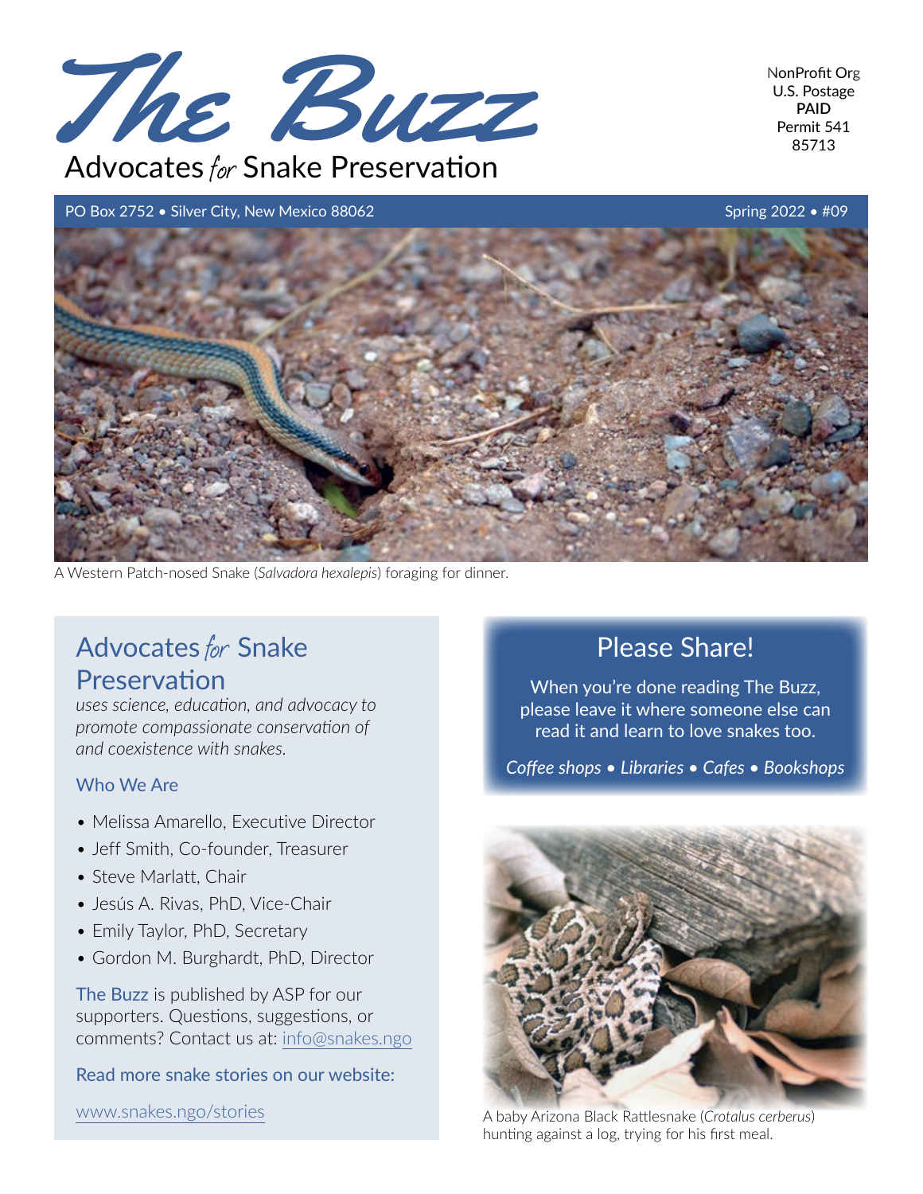# The Buzz

Advocates *for* Snake Preservation

NonProfit Org
U.S. Postage
**PAID**
Permit 541
85713

PO Box 2752 • Silver City, New Mexico 88062

Spring 2022 • #09

A Western Patch-nosed Snake (*Salvadora hexalepis*) foraging for dinner.

## Advocates *for* Snake Preservation

*uses science, education, and advocacy to promote compassionate conservation of and coexistence with snakes.*

### Who We Are

- Melissa Amarello, Executive Director
- Jeff Smith, Co-founder, Treasurer
- Steve Marlatt, Chair
- Jesús A. Rivas, PhD, Vice-Chair
- Emily Taylor, PhD, Secretary
- Gordon M. Burghardt, PhD, Director

The Buzz is published by ASP for our supporters. Questions, suggestions, or comments? Contact us at: info@snakes.ngo

Read more snake stories on our website:

www.snakes.ngo/stories

## Please Share!

When you're done reading The Buzz, please leave it where someone else can read it and learn to love snakes too.

*Coffee shops • Libraries • Cafes • Bookshops*

A baby Arizona Black Rattlesnake (*Crotalus cerberus*) hunting against a log, trying for his first meal.